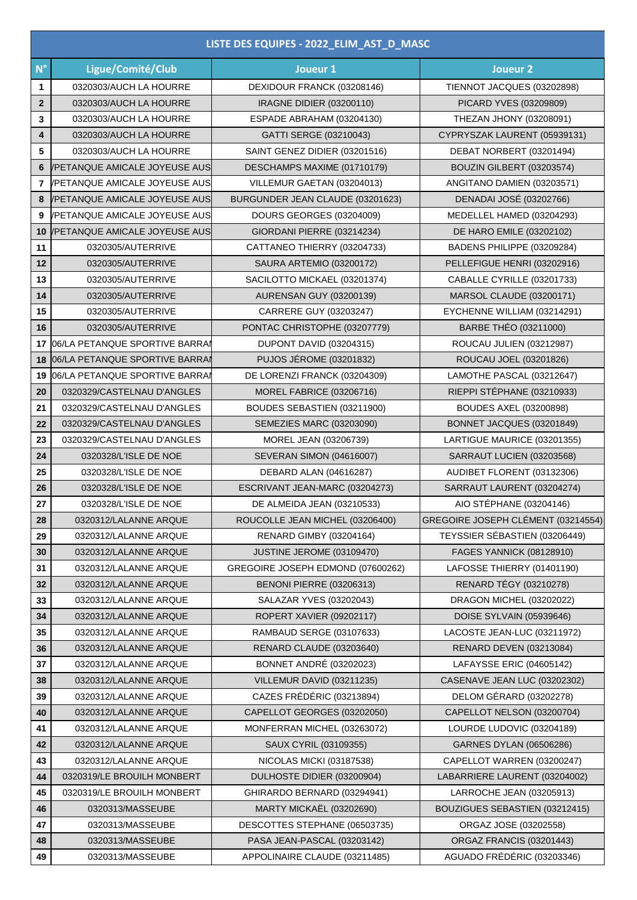| LISTE DES EQUIPES - 2022_ELIM_AST_D_MASC | | | |
|---|---|---|---|
| N° | Ligue/Comité/Club | Joueur 1 | Joueur 2 |
| 1 | 0320303/AUCH LA HOURRE | DEXIDOUR FRANCK (03208146) | TIENNOT JACQUES (03202898) |
| 2 | 0320303/AUCH LA HOURRE | IRAGNE DIDIER (03200110) | PICARD YVES (03209809) |
| 3 | 0320303/AUCH LA HOURRE | ESPADE ABRAHAM (03204130) | THEZAN JHONY (03208091) |
| 4 | 0320303/AUCH LA HOURRE | GATTI SERGE (03210043) | CYPRYSZAK LAURENT (05939131) |
| 5 | 0320303/AUCH LA HOURRE | SAINT GENEZ DIDIER (03201516) | DEBAT NORBERT (03201494) |
| 6 | /PETANQUE AMICALE JOYEUSE AUS | DESCHAMPS MAXIME (01710179) | BOUZIN GILBERT (03203574) |
| 7 | /PETANQUE AMICALE JOYEUSE AUS | VILLEMUR GAETAN (03204013) | ANGITANO DAMIEN (03203571) |
| 8 | /PETANQUE AMICALE JOYEUSE AUS | BURGUNDER JEAN CLAUDE (03201623) | DENADAI JOSÉ (03202766) |
| 9 | /PETANQUE AMICALE JOYEUSE AUS | DOURS GEORGES (03204009) | MEDELLEL HAMED (03204293) |
| 10 | /PETANQUE AMICALE JOYEUSE AUS | GIORDANI PIERRE (03214234) | DE HARO EMILE (03202102) |
| 11 | 0320305/AUTERRIVE | CATTANEO THIERRY (03204733) | BADENS PHILIPPE (03209284) |
| 12 | 0320305/AUTERRIVE | SAURA ARTEMIO (03200172) | PELLEFIGUE HENRI (03202916) |
| 13 | 0320305/AUTERRIVE | SACILOTTO MICKAEL (03201374) | CABALLE CYRILLE (03201733) |
| 14 | 0320305/AUTERRIVE | AURENSAN GUY (03200139) | MARSOL CLAUDE (03200171) |
| 15 | 0320305/AUTERRIVE | CARRERE GUY (03203247) | EYCHENNE WILLIAM (03214291) |
| 16 | 0320305/AUTERRIVE | PONTAC CHRISTOPHE (03207779) | BARBE THÉO (03211000) |
| 17 | 06/LA PETANQUE SPORTIVE BARRAI | DUPONT DAVID (03204315) | ROUCAU JULIEN (03212987) |
| 18 | 06/LA PETANQUE SPORTIVE BARRAI | PUJOS JÉROME (03201832) | ROUCAU JOEL (03201826) |
| 19 | 06/LA PETANQUE SPORTIVE BARRAI | DE LORENZI FRANCK (03204309) | LAMOTHE PASCAL (03212647) |
| 20 | 0320329/CASTELNAU D'ANGLES | MOREL FABRICE (03206716) | RIEPPI STÉPHANE (03210933) |
| 21 | 0320329/CASTELNAU D'ANGLES | BOUDES SEBASTIEN (03211900) | BOUDES AXEL (03200898) |
| 22 | 0320329/CASTELNAU D'ANGLES | SEMEZIES MARC (03203090) | BONNET JACQUES (03201849) |
| 23 | 0320329/CASTELNAU D'ANGLES | MOREL JEAN (03206739) | LARTIGUE MAURICE (03201355) |
| 24 | 0320328/L'ISLE DE NOE | SEVERAN SIMON (04616007) | SARRAUT LUCIEN (03203568) |
| 25 | 0320328/L'ISLE DE NOE | DEBARD ALAN (04616287) | AUDIBET FLORENT (03132306) |
| 26 | 0320328/L'ISLE DE NOE | ESCRIVANT JEAN-MARC (03204273) | SARRAUT LAURENT (03204274) |
| 27 | 0320328/L'ISLE DE NOE | DE ALMEIDA JEAN (03210533) | AIO STÉPHANE (03204146) |
| 28 | 0320312/LALANNE ARQUE | ROUCOLLE JEAN MICHEL (03206400) | GREGOIRE JOSEPH CLÉMENT (03214554) |
| 29 | 0320312/LALANNE ARQUE | RENARD GIMBY (03204164) | TEYSSIER SÉBASTIEN (03206449) |
| 30 | 0320312/LALANNE ARQUE | JUSTINE JEROME (03109470) | FAGES YANNICK (08128910) |
| 31 | 0320312/LALANNE ARQUE | GREGOIRE JOSEPH EDMOND (07600262) | LAFOSSE THIERRY (01401190) |
| 32 | 0320312/LALANNE ARQUE | BENONI PIERRE (03206313) | RENARD TÉGY (03210278) |
| 33 | 0320312/LALANNE ARQUE | SALAZAR YVES (03202043) | DRAGON MICHEL (03202022) |
| 34 | 0320312/LALANNE ARQUE | ROPERT XAVIER (09202117) | DOISE SYLVAIN (05939646) |
| 35 | 0320312/LALANNE ARQUE | RAMBAUD SERGE (03107633) | LACOSTE JEAN-LUC (03211972) |
| 36 | 0320312/LALANNE ARQUE | RENARD CLAUDE (03203640) | RENARD DEVEN (03213084) |
| 37 | 0320312/LALANNE ARQUE | BONNET ANDRÉ (03202023) | LAFAYSSE ERIC (04605142) |
| 38 | 0320312/LALANNE ARQUE | VILLEMUR DAVID (03211235) | CASENAVE JEAN LUC (03202302) |
| 39 | 0320312/LALANNE ARQUE | CAZES FRÉDÉRIC (03213894) | DELOM GÉRARD (03202278) |
| 40 | 0320312/LALANNE ARQUE | CAPELLOT GEORGES (03202050) | CAPELLOT NELSON (03200704) |
| 41 | 0320312/LALANNE ARQUE | MONFERRAN MICHEL (03263072) | LOURDE LUDOVIC (03204189) |
| 42 | 0320312/LALANNE ARQUE | SAUX CYRIL (03109355) | GARNES DYLAN (06506286) |
| 43 | 0320312/LALANNE ARQUE | NICOLAS MICKI (03187538) | CAPELLOT WARREN (03200247) |
| 44 | 0320319/LE BROUILH MONBERT | DULHOSTE DIDIER (03200904) | LABARRIERE LAURENT (03204002) |
| 45 | 0320319/LE BROUILH MONBERT | GHIRARDO BERNARD (03294941) | LARROCHE JEAN (03205913) |
| 46 | 0320313/MASSEUBE | MARTY MICKAËL (03202690) | BOUZIGUES SEBASTIEN (03212415) |
| 47 | 0320313/MASSEUBE | DESCOTTES STEPHANE (06503735) | ORGAZ JOSE (03202558) |
| 48 | 0320313/MASSEUBE | PASA JEAN-PASCAL (03203142) | ORGAZ FRANCIS (03201443) |
| 49 | 0320313/MASSEUBE | APPOLINAIRE CLAUDE (03211485) | AGUADO FRÉDÉRIC (03203346) |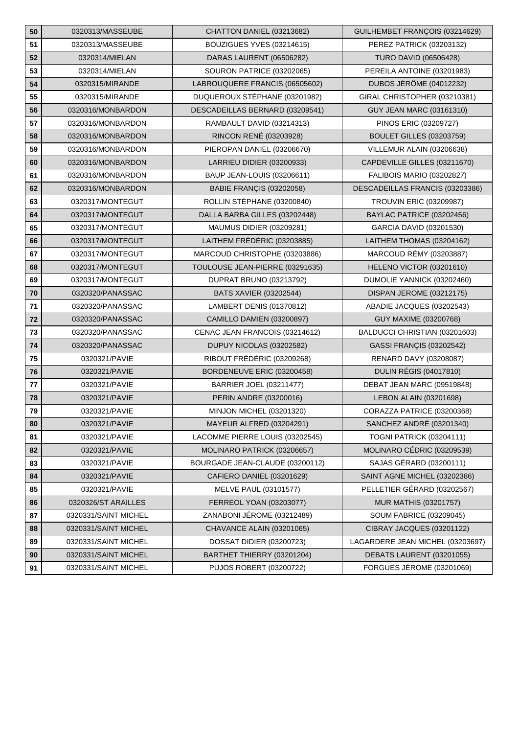| | | | |
|---|---|---|---|
| 50 | 0320313/MASSEUBE | CHATTON DANIEL (03213682) | GUILHEMBET FRANÇOIS (03214629) |
| 51 | 0320313/MASSEUBE | BOUZIGUES YVES (03214615) | PEREZ PATRICK (03203132) |
| 52 | 0320314/MIELAN | DARAS LAURENT (06506282) | TURO DAVID (06506428) |
| 53 | 0320314/MIELAN | SOURON PATRICE (03202065) | PEREILA ANTOINE (03201983) |
| 54 | 0320315/MIRANDE | LABROUQUERE FRANCIS (06505602) | DUBOS JÉRÔME (04012232) |
| 55 | 0320315/MIRANDE | DUQUEROUX STÉPHANE (03201982) | GIRAL CHRISTOPHER (03210381) |
| 56 | 0320316/MONBARDON | DESCADEILLAS BERNARD (03209541) | GUY JEAN MARC (03161310) |
| 57 | 0320316/MONBARDON | RAMBAULT DAVID (03214313) | PINOS ERIC (03209727) |
| 58 | 0320316/MONBARDON | RINCON RENÉ (03203928) | BOULET GILLES (03203759) |
| 59 | 0320316/MONBARDON | PIEROPAN DANIEL (03206670) | VILLEMUR ALAIN (03206638) |
| 60 | 0320316/MONBARDON | LARRIEU DIDIER (03200933) | CAPDEVILLE GILLES (03211670) |
| 61 | 0320316/MONBARDON | BAUP JEAN-LOUIS (03206611) | FALIBOIS MARIO (03202827) |
| 62 | 0320316/MONBARDON | BABIE FRANÇIS (03202058) | DESCADEILLAS FRANCIS (03203386) |
| 63 | 0320317/MONTEGUT | ROLLIN STÉPHANE (03200840) | TROUVIN ERIC (03209987) |
| 64 | 0320317/MONTEGUT | DALLA BARBA GILLES (03202448) | BAYLAC PATRICE (03202456) |
| 65 | 0320317/MONTEGUT | MAUMUS DIDIER (03209281) | GARCIA DAVID (03201530) |
| 66 | 0320317/MONTEGUT | LAITHEM FRÉDÉRIC (03203885) | LAITHEM THOMAS (03204162) |
| 67 | 0320317/MONTEGUT | MARCOUD CHRISTOPHE (03203886) | MARCOUD RÉMY (03203887) |
| 68 | 0320317/MONTEGUT | TOULOUSE JEAN-PIERRE (03291635) | HELENO VICTOR (03201610) |
| 69 | 0320317/MONTEGUT | DUPRAT BRUNO (03213792) | DUMOLIE YANNICK (03202460) |
| 70 | 0320320/PANASSAC | BATS XAVIER (03202544) | DISPAN JEROME (03212175) |
| 71 | 0320320/PANASSAC | LAMBERT DENIS (01370812) | ABADIE JACQUES (03202543) |
| 72 | 0320320/PANASSAC | CAMILLO DAMIEN (03200897) | GUY MAXIME (03200768) |
| 73 | 0320320/PANASSAC | CENAC JEAN FRANCOIS (03214612) | BALDUCCI CHRISTIAN (03201603) |
| 74 | 0320320/PANASSAC | DUPUY NICOLAS (03202582) | GASSI FRANÇIS (03202542) |
| 75 | 0320321/PAVIE | RIBOUT FRÉDÉRIC (03209268) | RENARD DAVY (03208087) |
| 76 | 0320321/PAVIE | BORDENEUVE ERIC (03200458) | DULIN RÉGIS (04017810) |
| 77 | 0320321/PAVIE | BARRIER JOEL (03211477) | DEBAT JEAN MARC (09519848) |
| 78 | 0320321/PAVIE | PERIN ANDRE (03200016) | LEBON ALAIN (03201698) |
| 79 | 0320321/PAVIE | MINJON MICHEL (03201320) | CORAZZA PATRICE (03200368) |
| 80 | 0320321/PAVIE | MAYEUR ALFRED (03204291) | SANCHEZ ANDRÉ (03201340) |
| 81 | 0320321/PAVIE | LACOMME PIERRE LOUIS (03202545) | TOGNI PATRICK (03204111) |
| 82 | 0320321/PAVIE | MOLINARO PATRICK (03206657) | MOLINARO CÉDRIC (03209539) |
| 83 | 0320321/PAVIE | BOURGADE JEAN-CLAUDE (03200112) | SAJAS GÉRARD (03200111) |
| 84 | 0320321/PAVIE | CAFIERO DANIEL (03201629) | SAINT AGNE MICHEL (03202386) |
| 85 | 0320321/PAVIE | MELVE PAUL (03101577) | PELLETIER GÉRARD (03202567) |
| 86 | 0320326/ST ARAILLES | FERREOL YOAN (03203077) | MUR MATHIS (03201757) |
| 87 | 0320331/SAINT MICHEL | ZANABONI JÉROME (03212489) | SOUM FABRICE (03209045) |
| 88 | 0320331/SAINT MICHEL | CHAVANCE ALAIN (03201065) | CIBRAY JACQUES (03201122) |
| 89 | 0320331/SAINT MICHEL | DOSSAT DIDIER (03200723) | LAGARDERE JEAN MICHEL (03203697) |
| 90 | 0320331/SAINT MICHEL | BARTHET THIERRY (03201204) | DEBATS LAURENT (03201055) |
| 91 | 0320331/SAINT MICHEL | PUJOS ROBERT (03200722) | FORGUES JÉROME (03201069) |